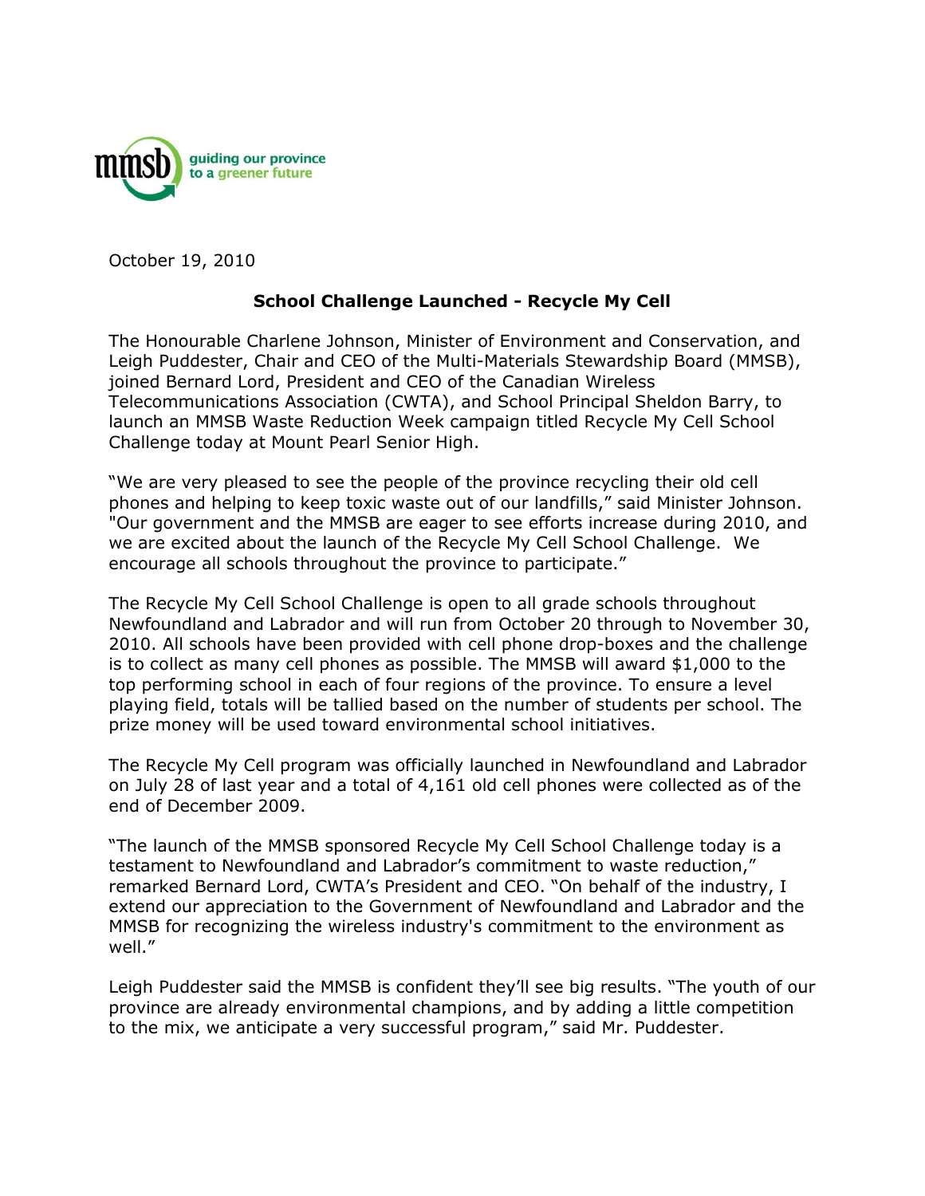mmsb guiding our province to a greener future

October 19, 2010

## School Challenge Launched - Recycle My Cell

The Honourable Charlene Johnson, Minister of Environment and Conservation, and Leigh Puddester, Chair and CEO of the Multi-Materials Stewardship Board (MMSB), joined Bernard Lord, President and CEO of the Canadian Wireless Telecommunications Association (CWTA), and School Principal Sheldon Barry, to launch an MMSB Waste Reduction Week campaign titled Recycle My Cell School Challenge today at Mount Pearl Senior High.

"We are very pleased to see the people of the province recycling their old cell phones and helping to keep toxic waste out of our landfills," said Minister Johnson. "Our government and the MMSB are eager to see efforts increase during 2010, and we are excited about the launch of the Recycle My Cell School Challenge. We encourage all schools throughout the province to participate."

The Recycle My Cell School Challenge is open to all grade schools throughout Newfoundland and Labrador and will run from October 20 through to November 30, 2010. All schools have been provided with cell phone drop-boxes and the challenge is to collect as many cell phones as possible. The MMSB will award $1,000 to the top performing school in each of four regions of the province. To ensure a level playing field, totals will be tallied based on the number of students per school. The prize money will be used toward environmental school initiatives.

The Recycle My Cell program was officially launched in Newfoundland and Labrador on July 28 of last year and a total of 4,161 old cell phones were collected as of the end of December 2009.

"The launch of the MMSB sponsored Recycle My Cell School Challenge today is a testament to Newfoundland and Labrador's commitment to waste reduction," remarked Bernard Lord, CWTA's President and CEO. "On behalf of the industry, I extend our appreciation to the Government of Newfoundland and Labrador and the MMSB for recognizing the wireless industry's commitment to the environment as well."

Leigh Puddester said the MMSB is confident they'll see big results. "The youth of our province are already environmental champions, and by adding a little competition to the mix, we anticipate a very successful program," said Mr. Puddester.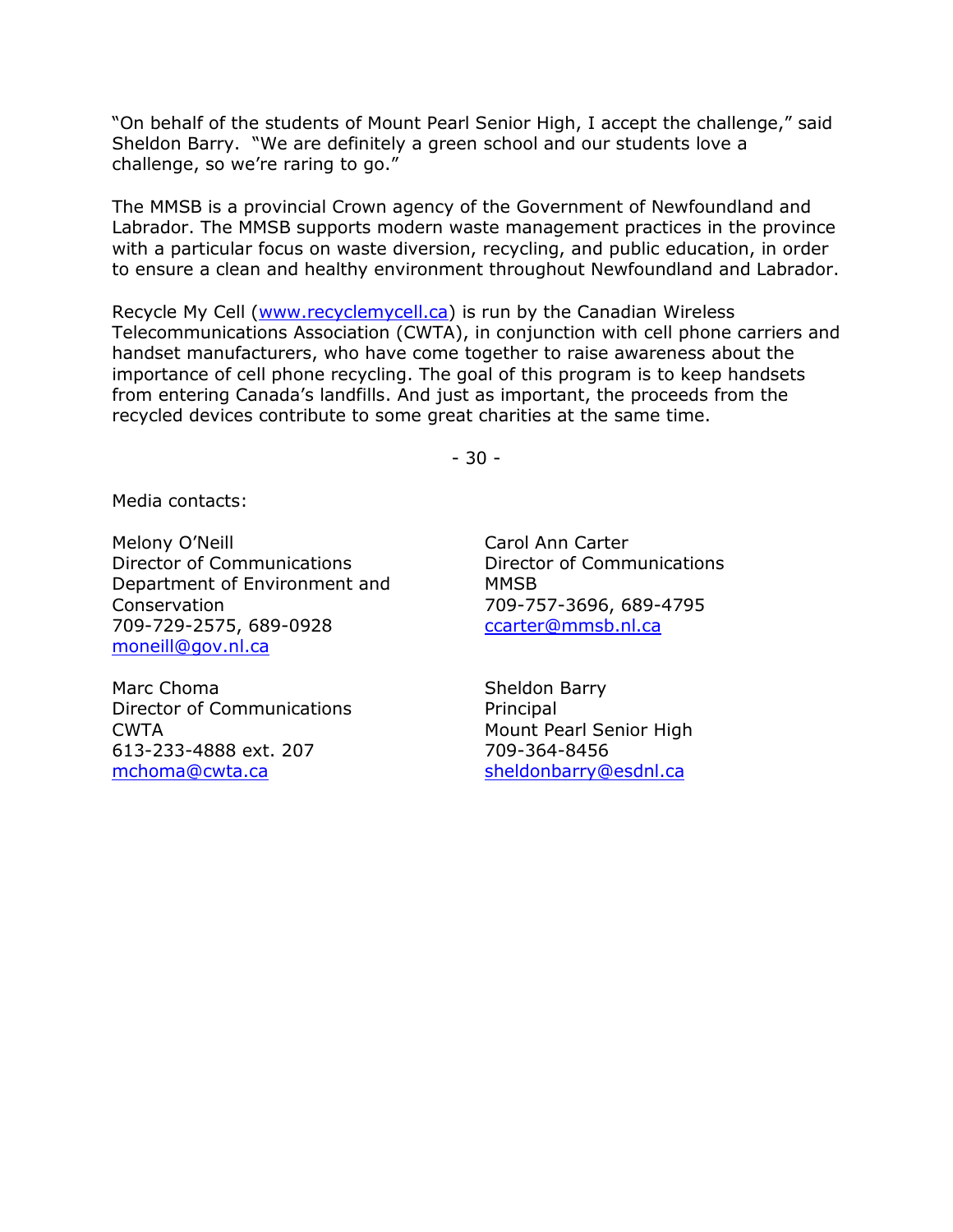"On behalf of the students of Mount Pearl Senior High, I accept the challenge," said Sheldon Barry. "We are definitely a green school and our students love a challenge, so we're raring to go."

The MMSB is a provincial Crown agency of the Government of Newfoundland and Labrador. The MMSB supports modern waste management practices in the province with a particular focus on waste diversion, recycling, and public education, in order to ensure a clean and healthy environment throughout Newfoundland and Labrador.

Recycle My Cell (www.recyclemycell.ca) is run by the Canadian Wireless Telecommunications Association (CWTA), in conjunction with cell phone carriers and handset manufacturers, who have come together to raise awareness about the importance of cell phone recycling. The goal of this program is to keep handsets from entering Canada's landfills. And just as important, the proceeds from the recycled devices contribute to some great charities at the same time.

- 30 -

Media contacts:

Melony O'Neill
Director of Communications
Department of Environment and Conservation
709-729-2575, 689-0928
moneill@gov.nl.ca

Carol Ann Carter
Director of Communications
MMSB
709-757-3696, 689-4795
ccarter@mmsb.nl.ca

Marc Choma
Director of Communications
CWTA
613-233-4888 ext. 207
mchoma@cwta.ca

Sheldon Barry
Principal
Mount Pearl Senior High
709-364-8456
sheldonbarry@esdnl.ca